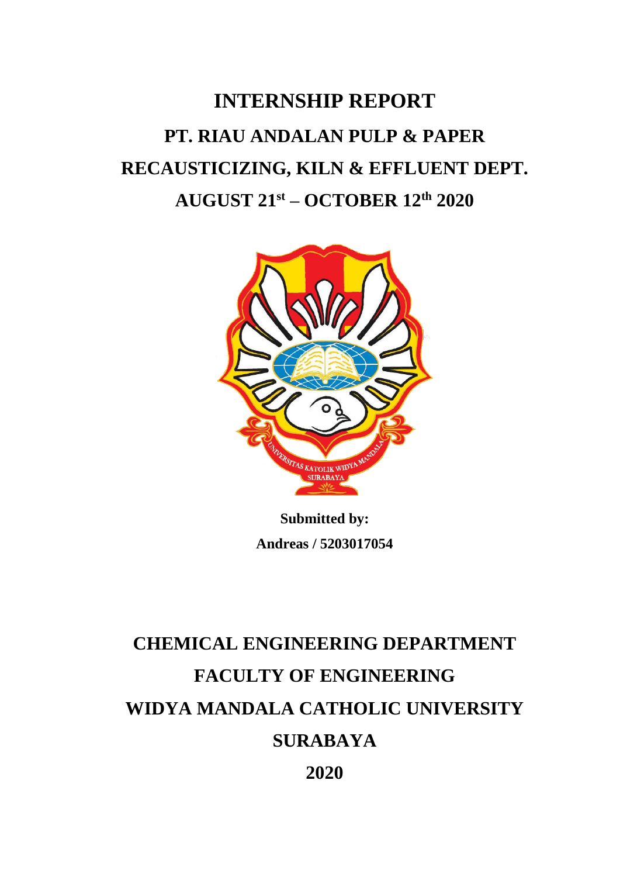# INTERNSHIP REPORT

# PT. RIAU ANDALAN PULP & PAPER

# RECAUSTICIZING, KILN & EFFLUENT DEPT.

# AUGUST 21st – OCTOBER 12th 2020

**Submitted by:**

**Andreas / 5203017054**

## CHEMICAL ENGINEERING DEPARTMENT

## FACULTY OF ENGINEERING

## WIDYA MANDALA CATHOLIC UNIVERSITY

## SURABAYA

## 2020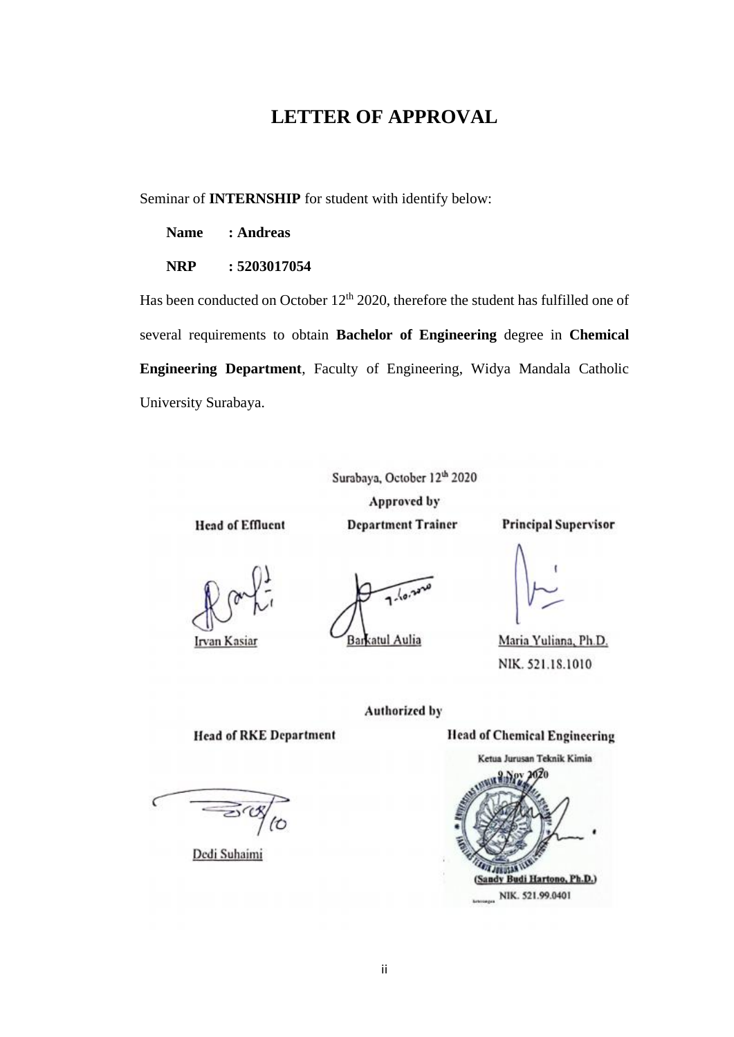# LETTER OF APPROVAL

Seminar of **INTERNSHIP** for student with identify below:

**Name : Andreas**

**NRP : 5203017054**

Has been conducted on October 12th 2020, therefore the student has fulfilled one of several requirements to obtain **Bachelor of Engineering** degree in **Chemical Engineering Department**, Faculty of Engineering, Widya Mandala Catholic University Surabaya.

Surabaya, October 12th 2020

Approved by

| Head of Effluent | Department Trainer | Principal Supervisor |
|---|---|---|
| Irvan Kasiar | Barkatul Aulia | Maria Yuliana, Ph.D. |
| | | NIK. 521.18.1010 |

Authorized by

| Head of RKE Department | Head of Chemical Engineering |
|---|---|
| | Ketua Jurusan Teknik Kimia |
| | 9 Nov 2020 |
| Dedi Suhaimi | (Sandy Budi Hartono, Ph.D.) |
| | NIK. 521.99.0401 |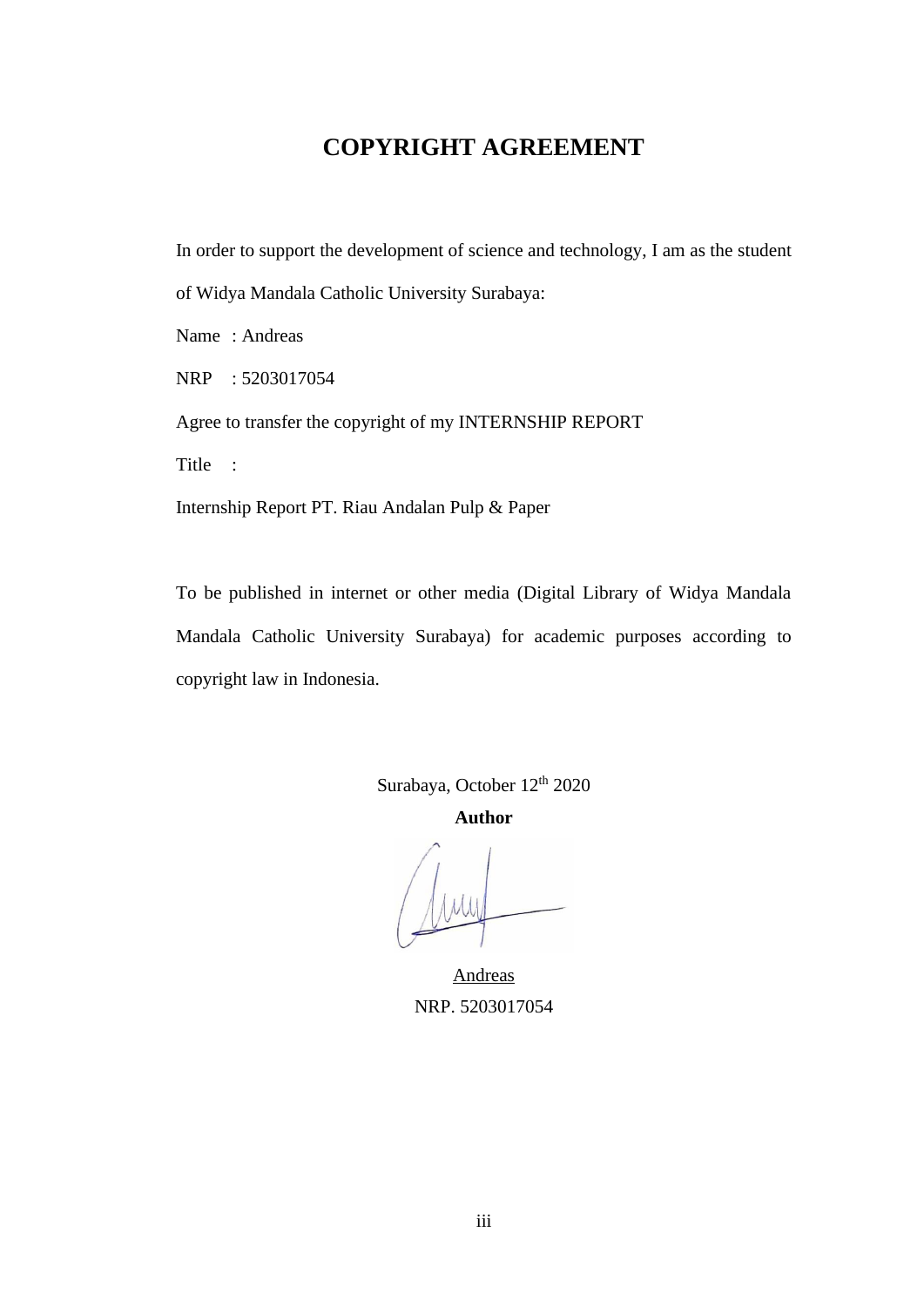# COPYRIGHT AGREEMENT

In order to support the development of science and technology, I am as the student of Widya Mandala Catholic University Surabaya:

Name : Andreas

NRP : 5203017054

Agree to transfer the copyright of my INTERNSHIP REPORT

Title :

Internship Report PT. Riau Andalan Pulp & Paper

To be published in internet or other media (Digital Library of Widya Mandala Mandala Catholic University Surabaya) for academic purposes according to copyright law in Indonesia.

Surabaya, October 12th 2020

**Author**

Andreas

NRP. 5203017054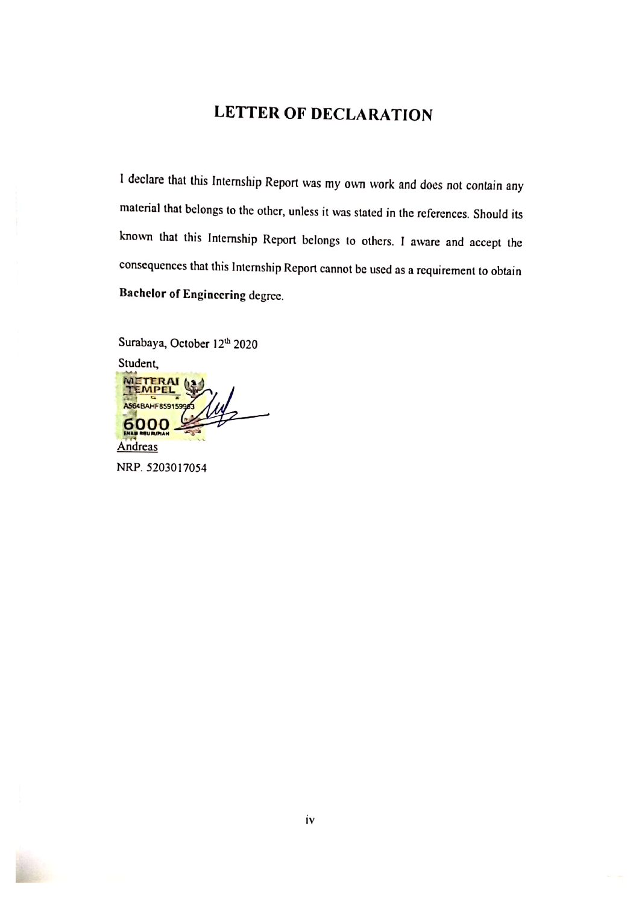# LETTER OF DECLARATION

I declare that this Internship Report was my own work and does not contain any material that belongs to the other, unless it was stated in the references. Should its known that this Internship Report belongs to others. I aware and accept the consequences that this Internship Report cannot be used as a requirement to obtain **Bachelor of Engineering** degree.

Surabaya, October 12th 2020

Student,

METERAI TEMPEL

A564BAHF859159953

6000

ENAM RIBU RUPIAH

Andreas

NRP. 5203017054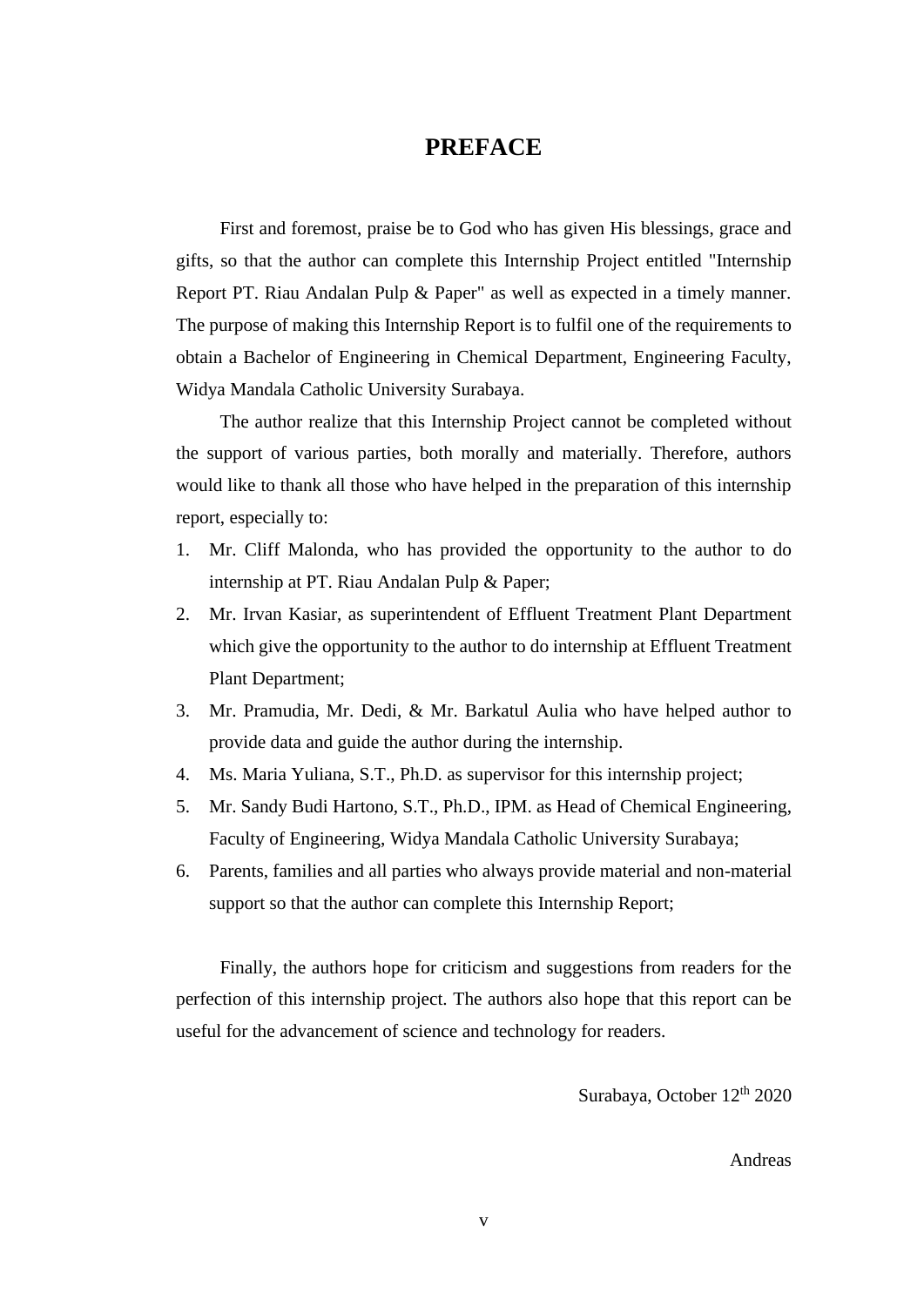# PREFACE

First and foremost, praise be to God who has given His blessings, grace and gifts, so that the author can complete this Internship Project entitled "Internship Report PT. Riau Andalan Pulp & Paper" as well as expected in a timely manner. The purpose of making this Internship Report is to fulfil one of the requirements to obtain a Bachelor of Engineering in Chemical Department, Engineering Faculty, Widya Mandala Catholic University Surabaya.

The author realize that this Internship Project cannot be completed without the support of various parties, both morally and materially. Therefore, authors would like to thank all those who have helped in the preparation of this internship report, especially to:

1. Mr. Cliff Malonda, who has provided the opportunity to the author to do internship at PT. Riau Andalan Pulp & Paper;
2. Mr. Irvan Kasiar, as superintendent of Effluent Treatment Plant Department which give the opportunity to the author to do internship at Effluent Treatment Plant Department;
3. Mr. Pramudia, Mr. Dedi, & Mr. Barkatul Aulia who have helped author to provide data and guide the author during the internship.
4. Ms. Maria Yuliana, S.T., Ph.D. as supervisor for this internship project;
5. Mr. Sandy Budi Hartono, S.T., Ph.D., IPM. as Head of Chemical Engineering, Faculty of Engineering, Widya Mandala Catholic University Surabaya;
6. Parents, families and all parties who always provide material and non-material support so that the author can complete this Internship Report;

Finally, the authors hope for criticism and suggestions from readers for the perfection of this internship project. The authors also hope that this report can be useful for the advancement of science and technology for readers.

Surabaya, October 12th 2020

Andreas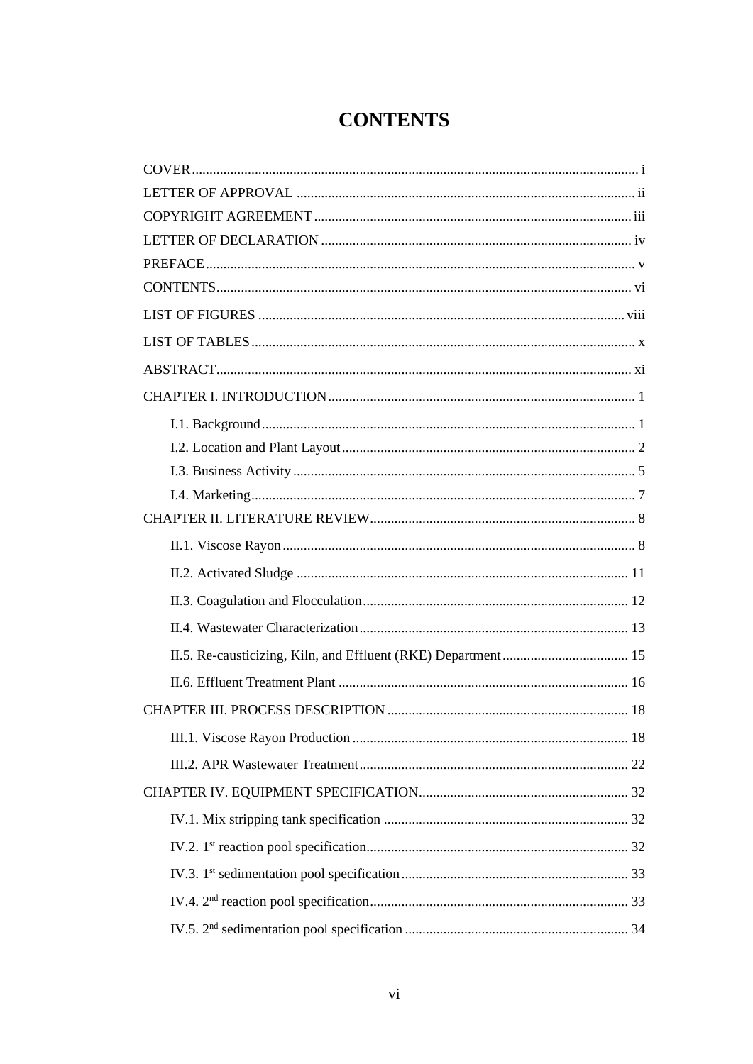# CONTENTS

COVER ..... i

LETTER OF APPROVAL ..... ii

COPYRIGHT AGREEMENT ..... iii

LETTER OF DECLARATION ..... iv

PREFACE ..... v

CONTENTS ..... vi

LIST OF FIGURES ..... viii

LIST OF TABLES ..... x

ABSTRACT ..... xi

CHAPTER I. INTRODUCTION ..... 1

- I.1. Background ..... 1
- I.2. Location and Plant Layout ..... 2
- I.3. Business Activity ..... 5
- I.4. Marketing ..... 7

CHAPTER II. LITERATURE REVIEW ..... 8

- II.1. Viscose Rayon ..... 8
- II.2. Activated Sludge ..... 11
- II.3. Coagulation and Flocculation ..... 12
- II.4. Wastewater Characterization ..... 13
- II.5. Re-causticizing, Kiln, and Effluent (RKE) Department ..... 15
- II.6. Effluent Treatment Plant ..... 16

CHAPTER III. PROCESS DESCRIPTION ..... 18

- III.1. Viscose Rayon Production ..... 18
- III.2. APR Wastewater Treatment ..... 22

CHAPTER IV. EQUIPMENT SPECIFICATION ..... 32

- IV.1. Mix stripping tank specification ..... 32
- IV.2. 1st reaction pool specification ..... 32
- IV.3. 1st sedimentation pool specification ..... 33
- IV.4. 2nd reaction pool specification ..... 33
- IV.5. 2nd sedimentation pool specification ..... 34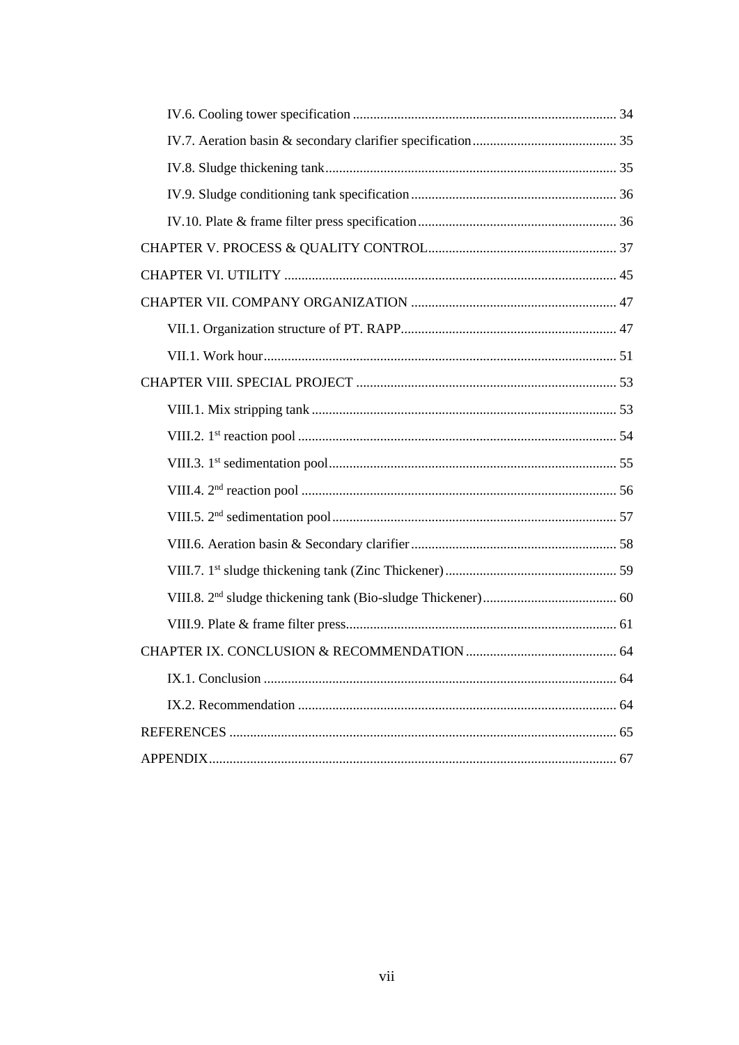IV.6. Cooling tower specification ............................................................................ 34

IV.7. Aeration basin & secondary clarifier specification .......................................... 35

IV.8. Sludge thickening tank .................................................................................... 35

IV.9. Sludge conditioning tank specification ............................................................ 36

IV.10. Plate & frame filter press specification .......................................................... 36

CHAPTER V. PROCESS & QUALITY CONTROL ....................................................... 37

CHAPTER VI. UTILITY ................................................................................................ 45

CHAPTER VII. COMPANY ORGANIZATION ............................................................ 47

VII.1. Organization structure of PT. RAPP ............................................................... 47

VII.1. Work hour ...................................................................................................... 51

CHAPTER VIII. SPECIAL PROJECT ............................................................................ 53

VIII.1. Mix stripping tank ........................................................................................ 53

VIII.2. 1st reaction pool ............................................................................................ 54

VIII.3. 1st sedimentation pool ................................................................................... 55

VIII.4. 2nd reaction pool ........................................................................................... 56

VIII.5. 2nd sedimentation pool .................................................................................. 57

VIII.6. Aeration basin & Secondary clarifier ............................................................ 58

VIII.7. 1st sludge thickening tank (Zinc Thickener) .................................................. 59

VIII.8. 2nd sludge thickening tank (Bio-sludge Thickener) ....................................... 60

VIII.9. Plate & frame filter press ............................................................................... 61

CHAPTER IX. CONCLUSION & RECOMMENDATION ............................................ 64

IX.1. Conclusion ....................................................................................................... 64

IX.2. Recommendation ............................................................................................ 64

REFERENCES ................................................................................................................ 65

APPENDIX ...................................................................................................................... 67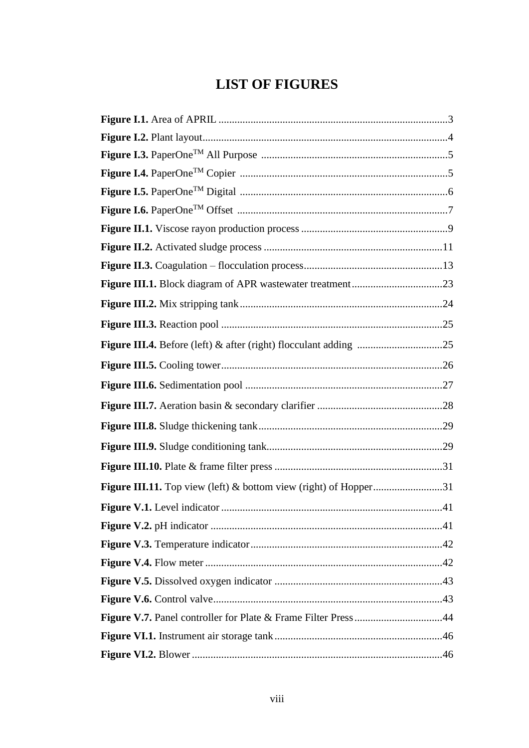# LIST OF FIGURES

**Figure I.1.** Area of APRIL .....................................................................................3

**Figure I.2.** Plant layout...........................................................................................4

**Figure I.3.** PaperOne$^{TM}$ All Purpose .....................................................................5

**Figure I.4.** PaperOne$^{TM}$ Copier .............................................................................5

**Figure I.5.** PaperOne$^{TM}$ Digital .............................................................................6

**Figure I.6.** PaperOne$^{TM}$ Offset ..............................................................................7

**Figure II.1.** Viscose rayon production process ......................................................9

**Figure II.2.** Activated sludge process ..................................................................11

**Figure II.3.** Coagulation – flocculation process...................................................13

**Figure III.1.** Block diagram of APR wastewater treatment..................................23

**Figure III.2.** Mix stripping tank...........................................................................24

**Figure III.3.** Reaction pool ..................................................................................25

**Figure III.4.** Before (left) & after (right) flocculant adding ................................25

**Figure III.5.** Cooling tower..................................................................................26

**Figure III.6.** Sedimentation pool .........................................................................27

**Figure III.7.** Aeration basin & secondary clarifier ..............................................28

**Figure III.8.** Sludge thickening tank....................................................................29

**Figure III.9.** Sludge conditioning tank.................................................................29

**Figure III.10.** Plate & frame filter press ..............................................................31

**Figure III.11.** Top view (left) & bottom view (right) of Hopper..........................31

**Figure V.1.** Level indicator ..................................................................................41

**Figure V.2.** pH indicator ......................................................................................41

**Figure V.3.** Temperature indicator.......................................................................42

**Figure V.4.** Flow meter ........................................................................................42

**Figure V.5.** Dissolved oxygen indicator ..............................................................43

**Figure V.6.** Control valve.....................................................................................43

**Figure V.7.** Panel controller for Plate & Frame Filter Press.................................44

**Figure VI.1.** Instrument air storage tank..............................................................46

**Figure VI.2.** Blower .............................................................................................46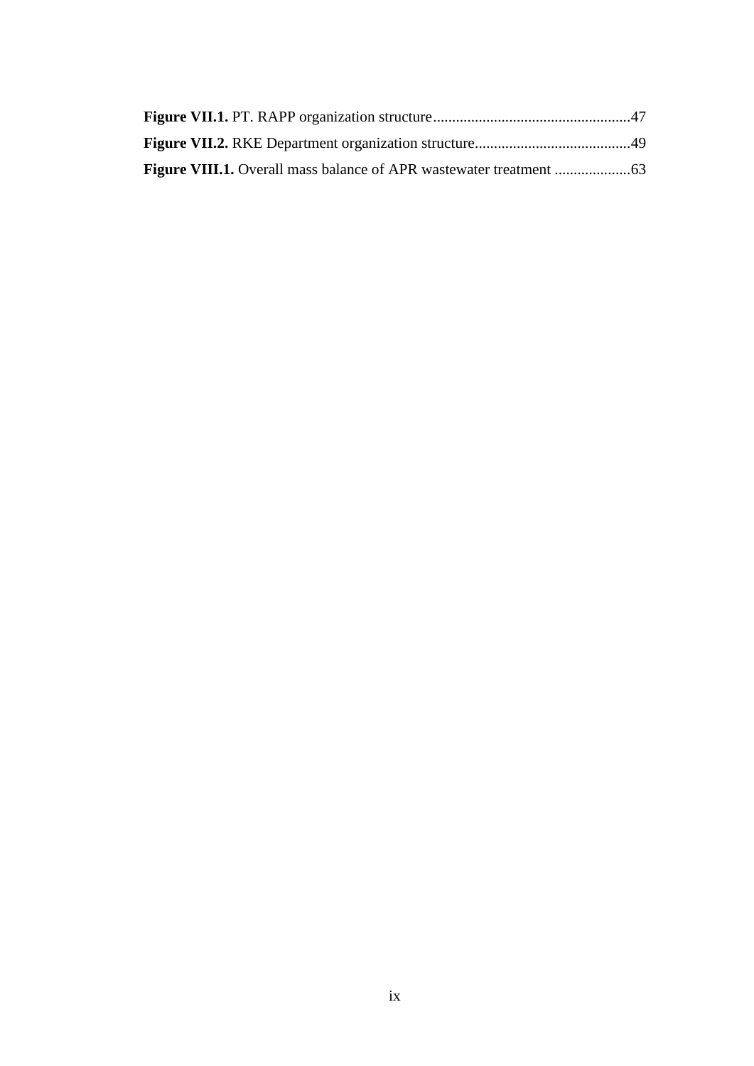**Figure VII.1.** PT. RAPP organization structure....................................................47

**Figure VII.2.** RKE Department organization structure.........................................49

**Figure VIII.1.** Overall mass balance of APR wastewater treatment ....................63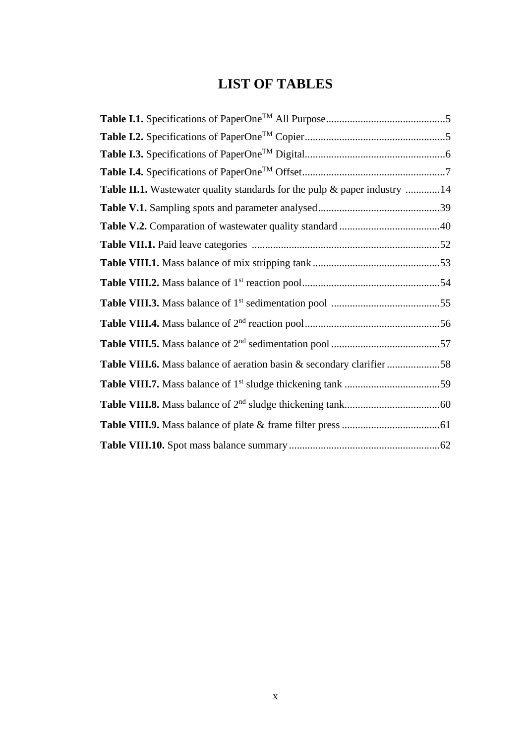# LIST OF TABLES

**Table I.1.** Specifications of PaperOne$^{TM}$ All Purpose.............................................5

**Table I.2.** Specifications of PaperOne$^{TM}$ Copier.....................................................5

**Table I.3.** Specifications of PaperOne$^{TM}$ Digital....................................................6

**Table I.4.** Specifications of PaperOne$^{TM}$ Offset.....................................................7

**Table II.1.** Wastewater quality standards for the pulp & paper industry .............14

**Table V.1.** Sampling spots and parameter analysed..............................................39

**Table V.2.** Comparation of wastewater quality standard ......................................40

**Table VII.1.** Paid leave categories .......................................................................52

**Table VIII.1.** Mass balance of mix stripping tank................................................53

**Table VIII.2.** Mass balance of 1$^{st}$ reaction pool.....................................................54

**Table VIII.3.** Mass balance of 1$^{st}$ sedimentation pool ..........................................55

**Table VIII.4.** Mass balance of 2$^{nd}$ reaction pool...................................................56

**Table VIII.5.** Mass balance of 2$^{nd}$ sedimentation pool .........................................57

**Table VIII.6.** Mass balance of aeration basin & secondary clarifier ....................58

**Table VIII.7.** Mass balance of 1$^{st}$ sludge thickening tank ....................................59

**Table VIII.8.** Mass balance of 2$^{nd}$ sludge thickening tank....................................60

**Table VIII.9.** Mass balance of plate & frame filter press .....................................61

**Table VIII.10.** Spot mass balance summary.........................................................62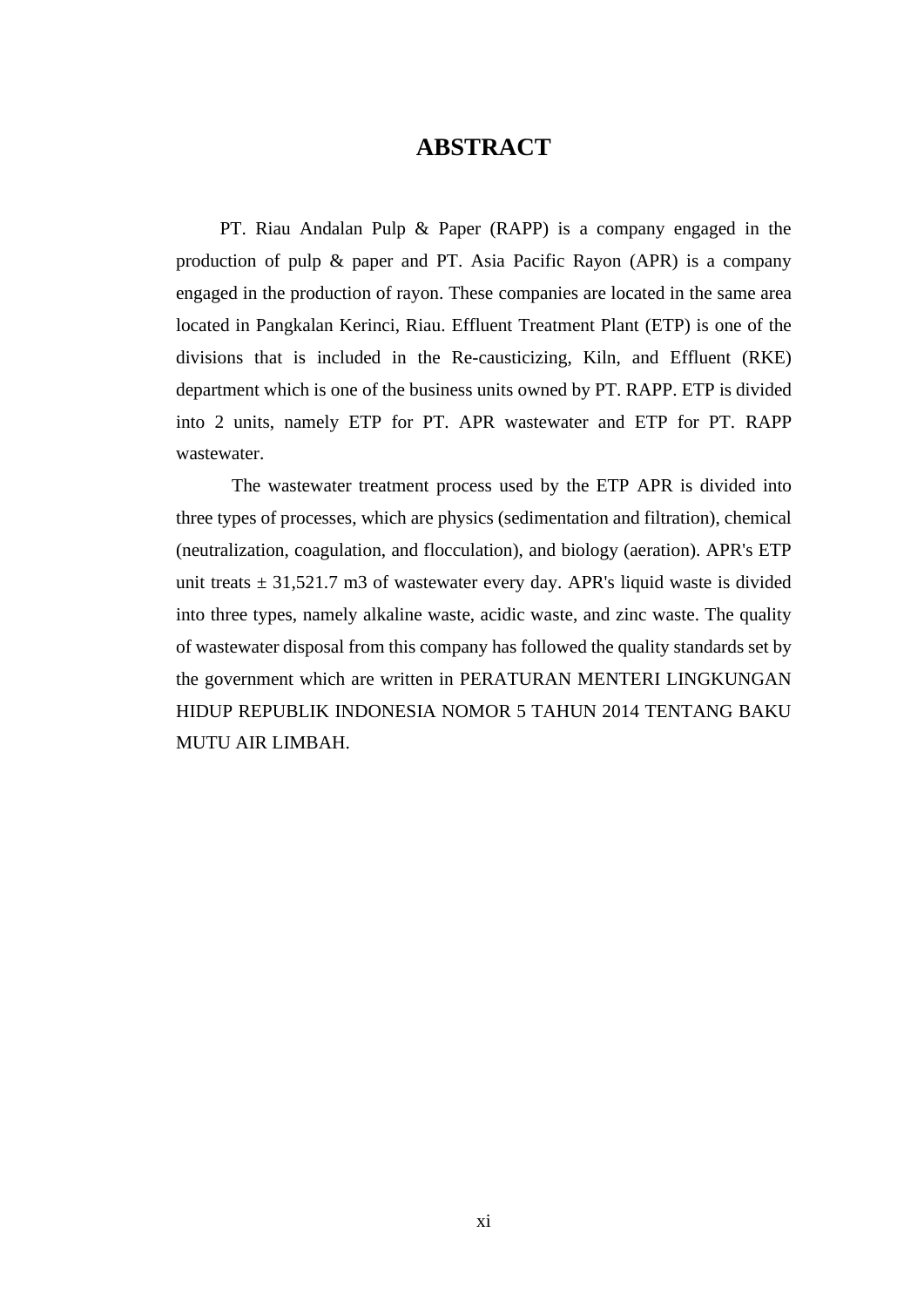# ABSTRACT

PT. Riau Andalan Pulp & Paper (RAPP) is a company engaged in the production of pulp & paper and PT. Asia Pacific Rayon (APR) is a company engaged in the production of rayon. These companies are located in the same area located in Pangkalan Kerinci, Riau. Effluent Treatment Plant (ETP) is one of the divisions that is included in the Re-causticizing, Kiln, and Effluent (RKE) department which is one of the business units owned by PT. RAPP. ETP is divided into 2 units, namely ETP for PT. APR wastewater and ETP for PT. RAPP wastewater.

The wastewater treatment process used by the ETP APR is divided into three types of processes, which are physics (sedimentation and filtration), chemical (neutralization, coagulation, and flocculation), and biology (aeration). APR's ETP unit treats ± 31,521.7 m3 of wastewater every day. APR's liquid waste is divided into three types, namely alkaline waste, acidic waste, and zinc waste. The quality of wastewater disposal from this company has followed the quality standards set by the government which are written in PERATURAN MENTERI LINGKUNGAN HIDUP REPUBLIK INDONESIA NOMOR 5 TAHUN 2014 TENTANG BAKU MUTU AIR LIMBAH.